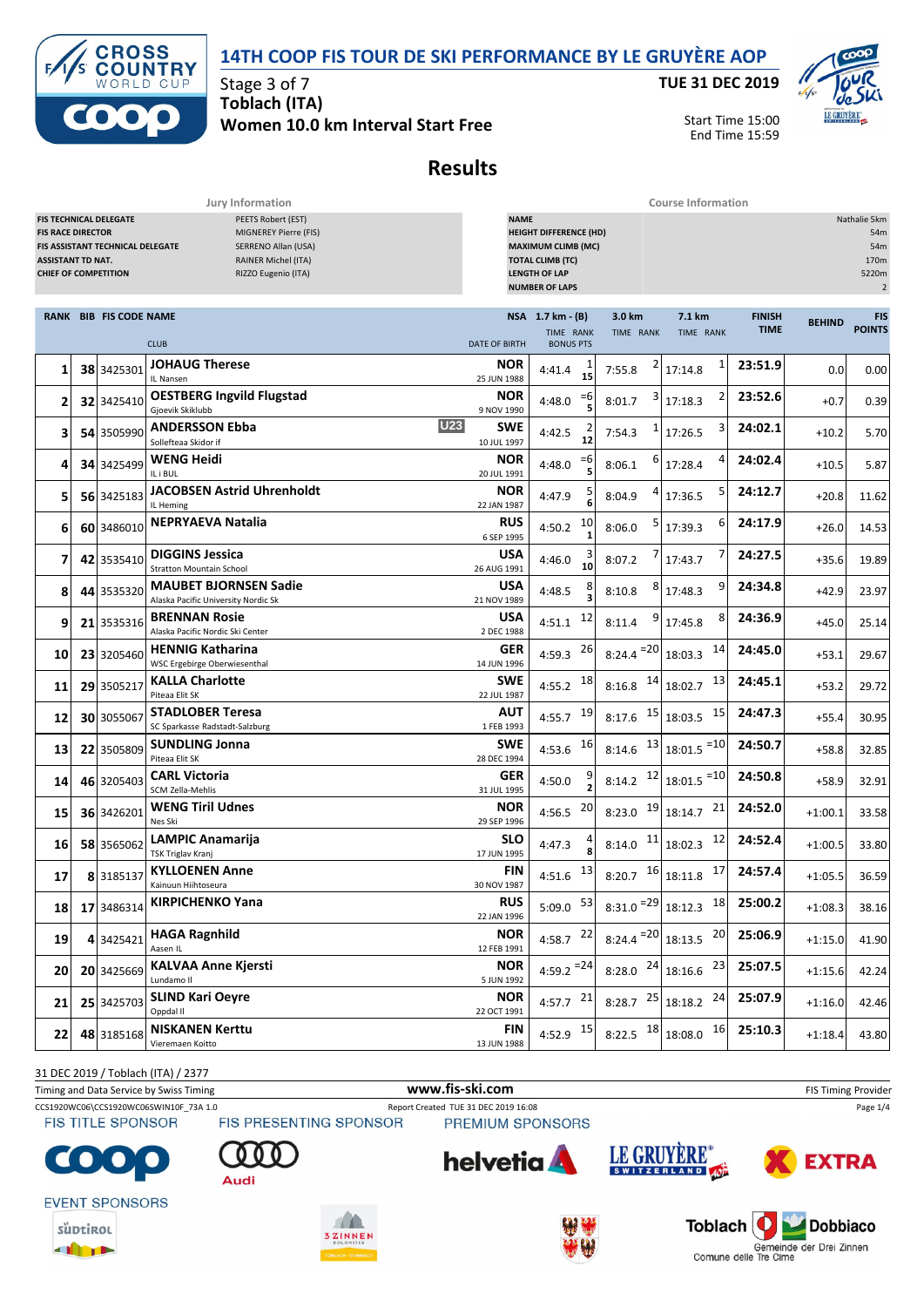# 14TH COOP FIS TOUR DE SKI PERFORMANCE BY LE GRUYÈRE AOP

Stage 3 of 7
**Toblach (ITA)**
**Women 10.0 km Interval Start Free**

**TUE 31 DEC 2019**
Start Time 15:00
End Time 15:59

## Results

| Jury Information | |
|---|---|
| FIS TECHNICAL DELEGATE | PEETS Robert (EST) |
| FIS RACE DIRECTOR | MIGNEREY Pierre (FIS) |
| FIS ASSISTANT TECHNICAL DELEGATE | SERRENO Allan (USA) |
| ASSISTANT TD NAT. | RAINER Michel (ITA) |
| CHIEF OF COMPETITION | RIZZO Eugenio (ITA) |

| Course Information | |
|---|---|
| NAME | Nathalie 5km |
| HEIGHT DIFFERENCE (HD) | 54m |
| MAXIMUM CLIMB (MC) | 54m |
| TOTAL CLIMB (TC) | 170m |
| LENGTH OF LAP | 5220m |
| NUMBER OF LAPS | 2 |

| RANK | BIB | FIS CODE | NAME / CLUB | NSA / DATE OF BIRTH | 1.7 km - (B) TIME | RANK / BONUS PTS | 3.0 km TIME | RANK | 7.1 km TIME | RANK | FINISH TIME | BEHIND | FIS POINTS |
|---|---|---|---|---|---|---|---|---|---|---|---|---|---|
| 1 | 38 | 3425301 | **JOHAUG Therese** IL Nansen | NOR 25 JUN 1988 | 4:41.4 | 1 / 15 | 7:55.8 | 2 | 17:14.8 | 1 | 23:51.9 | 0.0 | 0.00 |
| 2 | 32 | 3425410 | **OESTBERG Ingvild Flugstad** Gjoevik Skiklubb | NOR 9 NOV 1990 | 4:48.0 | =6 / 5 | 8:01.7 | 3 | 17:18.3 | 2 | 23:52.6 | +0.7 | 0.39 |
| 3 | 54 | 3505990 | **ANDERSSON Ebba** (U23) Sollefteaa Skidor if | SWE 10 JUL 1997 | 4:42.5 | 2 / 12 | 7:54.3 | 1 | 17:26.5 | 3 | 24:02.1 | +10.2 | 5.70 |
| 4 | 34 | 3425499 | **WENG Heidi** IL i BUL | NOR 20 JUL 1991 | 4:48.0 | =6 / 5 | 8:06.1 | 6 | 17:28.4 | 4 | 24:02.4 | +10.5 | 5.87 |
| 5 | 56 | 3425183 | **JACOBSEN Astrid Uhrenholdt** IL Heming | NOR 22 JAN 1987 | 4:47.9 | 5 / 6 | 8:04.9 | 4 | 17:36.5 | 5 | 24:12.7 | +20.8 | 11.62 |
| 6 | 60 | 3486010 | **NEPRYAEVA Natalia** | RUS 6 SEP 1995 | 4:50.2 | 10 / 1 | 8:06.0 | 5 | 17:39.3 | 6 | 24:17.9 | +26.0 | 14.53 |
| 7 | 42 | 3535410 | **DIGGINS Jessica** Stratton Mountain School | USA 26 AUG 1991 | 4:46.0 | 3 / 10 | 8:07.2 | 7 | 17:43.7 | 7 | 24:27.5 | +35.6 | 19.89 |
| 8 | 44 | 3535320 | **MAUBET BJORNSEN Sadie** Alaska Pacific University Nordic Sk | USA 21 NOV 1989 | 4:48.5 | 8 / 3 | 8:10.8 | 8 | 17:48.3 | 9 | 24:34.8 | +42.9 | 23.97 |
| 9 | 21 | 3535316 | **BRENNAN Rosie** Alaska Pacific Nordic Ski Center | USA 2 DEC 1988 | 4:51.1 | 12 | 8:11.4 | 9 | 17:45.8 | 8 | 24:36.9 | +45.0 | 25.14 |
| 10 | 23 | 3205460 | **HENNIG Katharina** WSC Ergebirge Oberwiesenthal | GER 14 JUN 1996 | 4:59.3 | 26 | 8:24.4 | =20 | 18:03.3 | 14 | 24:45.0 | +53.1 | 29.67 |
| 11 | 29 | 3505217 | **KALLA Charlotte** Piteaa Elit SK | SWE 22 JUL 1987 | 4:55.2 | 18 | 8:16.8 | 14 | 18:02.7 | 13 | 24:45.1 | +53.2 | 29.72 |
| 12 | 30 | 3055067 | **STADLOBER Teresa** SC Sparkasse Radstadt-Salzburg | AUT 1 FEB 1993 | 4:55.7 | 19 | 8:17.6 | 15 | 18:03.5 | 15 | 24:47.3 | +55.4 | 30.95 |
| 13 | 22 | 3505809 | **SUNDLING Jonna** Piteaa Elit SK | SWE 28 DEC 1994 | 4:53.6 | 16 | 8:14.6 | 13 | 18:01.5 | =10 | 24:50.7 | +58.8 | 32.85 |
| 14 | 46 | 3205403 | **CARL Victoria** SCM Zella-Mehlis | GER 31 JUL 1995 | 4:50.0 | 9 / 2 | 8:14.2 | 12 | 18:01.5 | =10 | 24:50.8 | +58.9 | 32.91 |
| 15 | 36 | 3426201 | **WENG Tiril Udnes** Nes Ski | NOR 29 SEP 1996 | 4:56.5 | 20 | 8:23.0 | 19 | 18:14.7 | 21 | 24:52.0 | +1:00.1 | 33.58 |
| 16 | 58 | 3565062 | **LAMPIC Anamarija** TSK Triglav Kranj | SLO 17 JUN 1995 | 4:47.3 | 4 / 8 | 8:14.0 | 11 | 18:02.3 | 12 | 24:52.4 | +1:00.5 | 33.80 |
| 17 | 8 | 3185137 | **KYLLOENEN Anne** Kainuun Hiihtoseura | FIN 30 NOV 1987 | 4:51.6 | 13 | 8:20.7 | 16 | 18:11.8 | 17 | 24:57.4 | +1:05.5 | 36.59 |
| 18 | 17 | 3486314 | **KIRPICHENKO Yana** | RUS 22 JAN 1996 | 5:09.0 | 53 | 8:31.0 | =29 | 18:12.3 | 18 | 25:00.2 | +1:08.3 | 38.16 |
| 19 | 4 | 3425421 | **HAGA Ragnhild** Aasen IL | NOR 12 FEB 1991 | 4:58.7 | 22 | 8:24.4 | =20 | 18:13.5 | 20 | 25:06.9 | +1:15.0 | 41.90 |
| 20 | 20 | 3425669 | **KALVAA Anne Kjersti** Lundamo Il | NOR 5 JUN 1992 | 4:59.2 | =24 | 8:28.0 | 24 | 18:16.6 | 23 | 25:07.5 | +1:15.6 | 42.24 |
| 21 | 25 | 3425703 | **SLIND Kari Oeyre** Oppdal Il | NOR 22 OCT 1991 | 4:57.7 | 21 | 8:28.7 | 25 | 18:18.2 | 24 | 25:07.9 | +1:16.0 | 42.46 |
| 22 | 48 | 3185168 | **NISKANEN Kerttu** Vieremaen Koitto | FIN 13 JUN 1988 | 4:52.9 | 15 | 8:22.5 | 18 | 18:08.0 | 16 | 25:10.3 | +1:18.4 | 43.80 |

31 DEC 2019 / Toblach (ITA) / 2377

Timing and Data Service by Swiss Timing — www.fis-ski.com — FIS Timing Provider

CCS1920WC06\CCS1920WC06SWIN10F_73A 1.0 — Report Created TUE 31 DEC 2019 16:08

FIS TITLE SPONSOR: Coop — FIS PRESENTING SPONSOR: Audi — PREMIUM SPONSORS: helvetia, Le Gruyère Switzerland AOP, Extra

EVENT SPONSORS: Südtirol, 3 Zinnen Dolomites, Toblach Dobbiaco — Gemeinde der Drei Zinnen, Comune delle Tre Cime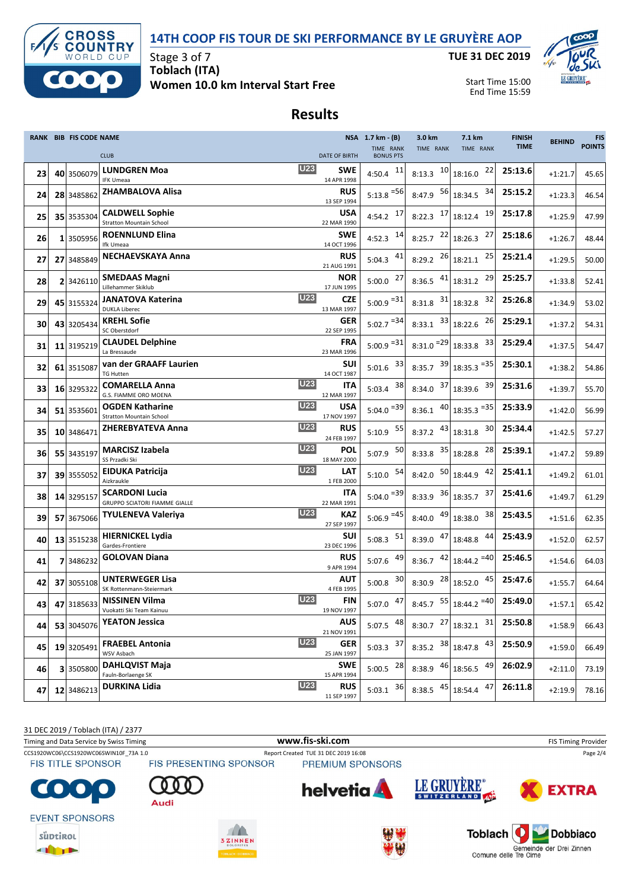# 14TH COOP FIS TOUR DE SKI PERFORMANCE BY LE GRUYÈRE AOP

Stage 3 of 7
**Toblach (ITA)**
**Women 10.0 km Interval Start Free**

**TUE 31 DEC 2019**

Start Time 15:00
End Time 15:59

## Results

| RANK | BIB | FIS CODE | NAME / CLUB | | NSA / DATE OF BIRTH | 1.7 km - (B) TIME | RANK BONUS PTS | 3.0 km TIME | RANK | 7.1 km TIME | RANK | FINISH TIME | BEHIND | FIS POINTS |
|---|---|---|---|---|---|---|---|---|---|---|---|---|---|---|
| 23 | 40 | 3506079 | **LUNDGREN Moa** IFK Umeaa | U23 | SWE 14 APR 1998 | 4:50.4 | 11 | 8:13.3 | 10 | 18:16.0 | 22 | 25:13.6 | +1:21.7 | 45.65 |
| 24 | 28 | 3485862 | **ZHAMBALOVA Alisa** | | RUS 13 SEP 1994 | 5:13.8 | =56 | 8:47.9 | 56 | 18:34.5 | 34 | 25:15.2 | +1:23.3 | 46.54 |
| 25 | 35 | 3535304 | **CALDWELL Sophie** Stratton Mountain School | | USA 22 MAR 1990 | 4:54.2 | 17 | 8:22.3 | 17 | 18:12.4 | 19 | 25:17.8 | +1:25.9 | 47.99 |
| 26 | 1 | 3505956 | **ROENNLUND Elina** Ifk Umeaa | | SWE 14 OCT 1996 | 4:52.3 | 14 | 8:25.7 | 22 | 18:26.3 | 27 | 25:18.6 | +1:26.7 | 48.44 |
| 27 | 27 | 3485849 | **NECHAEVSKAYA Anna** | | RUS 21 AUG 1991 | 5:04.3 | 41 | 8:29.2 | 26 | 18:21.1 | 25 | 25:21.4 | +1:29.5 | 50.00 |
| 28 | 2 | 3426110 | **SMEDAAS Magni** Lillehammer Skiklub | | NOR 17 JUN 1995 | 5:00.0 | 27 | 8:36.5 | 41 | 18:31.2 | 29 | 25:25.7 | +1:33.8 | 52.41 |
| 29 | 45 | 3155324 | **JANATOVA Katerina** DUKLA Liberec | U23 | CZE 13 MAR 1997 | 5:00.9 | =31 | 8:31.8 | 31 | 18:32.8 | 32 | 25:26.8 | +1:34.9 | 53.02 |
| 30 | 43 | 3205434 | **KREHL Sofie** SC Oberstdorf | | GER 22 SEP 1995 | 5:02.7 | =34 | 8:33.1 | 33 | 18:22.6 | 26 | 25:29.1 | +1:37.2 | 54.31 |
| 31 | 11 | 3195219 | **CLAUDEL Delphine** La Bressaude | | FRA 23 MAR 1996 | 5:00.9 | =31 | 8:31.0 | =29 | 18:33.8 | 33 | 25:29.4 | +1:37.5 | 54.47 |
| 32 | 61 | 3515087 | **van der GRAAFF Laurien** TG Hutten | | SUI 14 OCT 1987 | 5:01.6 | 33 | 8:35.7 | 39 | 18:35.3 | =35 | 25:30.1 | +1:38.2 | 54.86 |
| 33 | 16 | 3295322 | **COMARELLA Anna** G.S. FIAMME ORO MOENA | U23 | ITA 12 MAR 1997 | 5:03.4 | 38 | 8:34.0 | 37 | 18:39.6 | 39 | 25:31.6 | +1:39.7 | 55.70 |
| 34 | 51 | 3535601 | **OGDEN Katharine** Stratton Mountain School | U23 | USA 17 NOV 1997 | 5:04.0 | =39 | 8:36.1 | 40 | 18:35.3 | =35 | 25:33.9 | +1:42.0 | 56.99 |
| 35 | 10 | 3486471 | **ZHEREBYATEVA Anna** | U23 | RUS 24 FEB 1997 | 5:10.9 | 55 | 8:37.2 | 43 | 18:31.8 | 30 | 25:34.4 | +1:42.5 | 57.27 |
| 36 | 55 | 3435197 | **MARCISZ Izabela** SS Przadki Ski | U23 | POL 18 MAY 2000 | 5:07.9 | 50 | 8:33.8 | 35 | 18:28.8 | 28 | 25:39.1 | +1:47.2 | 59.89 |
| 37 | 39 | 3555052 | **EIDUKA Patricija** Aizkraukle | U23 | LAT 1 FEB 2000 | 5:10.0 | 54 | 8:42.0 | 50 | 18:44.9 | 42 | 25:41.1 | +1:49.2 | 61.01 |
| 38 | 14 | 3295157 | **SCARDONI Lucia** GRUPPO SCIATORI FIAMME GIALLE | | ITA 22 MAR 1991 | 5:04.0 | =39 | 8:33.9 | 36 | 18:35.7 | 37 | 25:41.6 | +1:49.7 | 61.29 |
| 39 | 57 | 3675066 | **TYULENEVA Valeriya** | U23 | KAZ 27 SEP 1997 | 5:06.9 | =45 | 8:40.0 | 49 | 18:38.0 | 38 | 25:43.5 | +1:51.6 | 62.35 |
| 40 | 13 | 3515238 | **HIERNICKEL Lydia** Gardes-Frontiere | | SUI 23 DEC 1996 | 5:08.3 | 51 | 8:39.0 | 47 | 18:48.8 | 44 | 25:43.9 | +1:52.0 | 62.57 |
| 41 | 7 | 3486232 | **GOLOVAN Diana** | | RUS 9 APR 1994 | 5:07.6 | 49 | 8:36.7 | 42 | 18:44.2 | =40 | 25:46.5 | +1:54.6 | 64.03 |
| 42 | 37 | 3055108 | **UNTERWEGER Lisa** SK Rottenmann-Steiermark | | AUT 4 FEB 1995 | 5:00.8 | 30 | 8:30.9 | 28 | 18:52.0 | 45 | 25:47.6 | +1:55.7 | 64.64 |
| 43 | 47 | 3185633 | **NISSINEN Vilma** Vuokatti Ski Team Kainuu | U23 | FIN 19 NOV 1997 | 5:07.0 | 47 | 8:45.7 | 55 | 18:44.2 | =40 | 25:49.0 | +1:57.1 | 65.42 |
| 44 | 53 | 3045076 | **YEATON Jessica** | | AUS 21 NOV 1991 | 5:07.5 | 48 | 8:30.7 | 27 | 18:32.1 | 31 | 25:50.8 | +1:58.9 | 66.43 |
| 45 | 19 | 3205491 | **FRAEBEL Antonia** WSV Asbach | U23 | GER 25 JAN 1997 | 5:03.3 | 37 | 8:35.2 | 38 | 18:47.8 | 43 | 25:50.9 | +1:59.0 | 66.49 |
| 46 | 3 | 3505800 | **DAHLQVIST Maja** Fauln-Borlaenge SK | | SWE 15 APR 1994 | 5:00.5 | 28 | 8:38.9 | 46 | 18:56.5 | 49 | 26:02.9 | +2:11.0 | 73.19 |
| 47 | 12 | 3486213 | **DURKINA Lidia** | U23 | RUS 11 SEP 1997 | 5:03.1 | 36 | 8:38.5 | 45 | 18:54.4 | 47 | 26:11.8 | +2:19.9 | 78.16 |

31 DEC 2019 / Toblach (ITA) / 2377

Timing and Data Service by Swiss Timing — www.fis-ski.com — FIS Timing Provider

CCS1920WC06\CCS1920WC06SWIN10F_73A 1.0 — Report Created TUE 31 DEC 2019 16:08

FIS TITLE SPONSOR: COOP — FIS PRESENTING SPONSOR: Audi — PREMIUM SPONSORS: helvetia, LE GRUYÈRE SWITZERLAND AOP, EXTRA

EVENT SPONSORS: Südtirol, 3 Zinnen Dolomites, Toblach Dobbiaco — Gemeinde der Drei Zinnen, Comune delle Tre Cime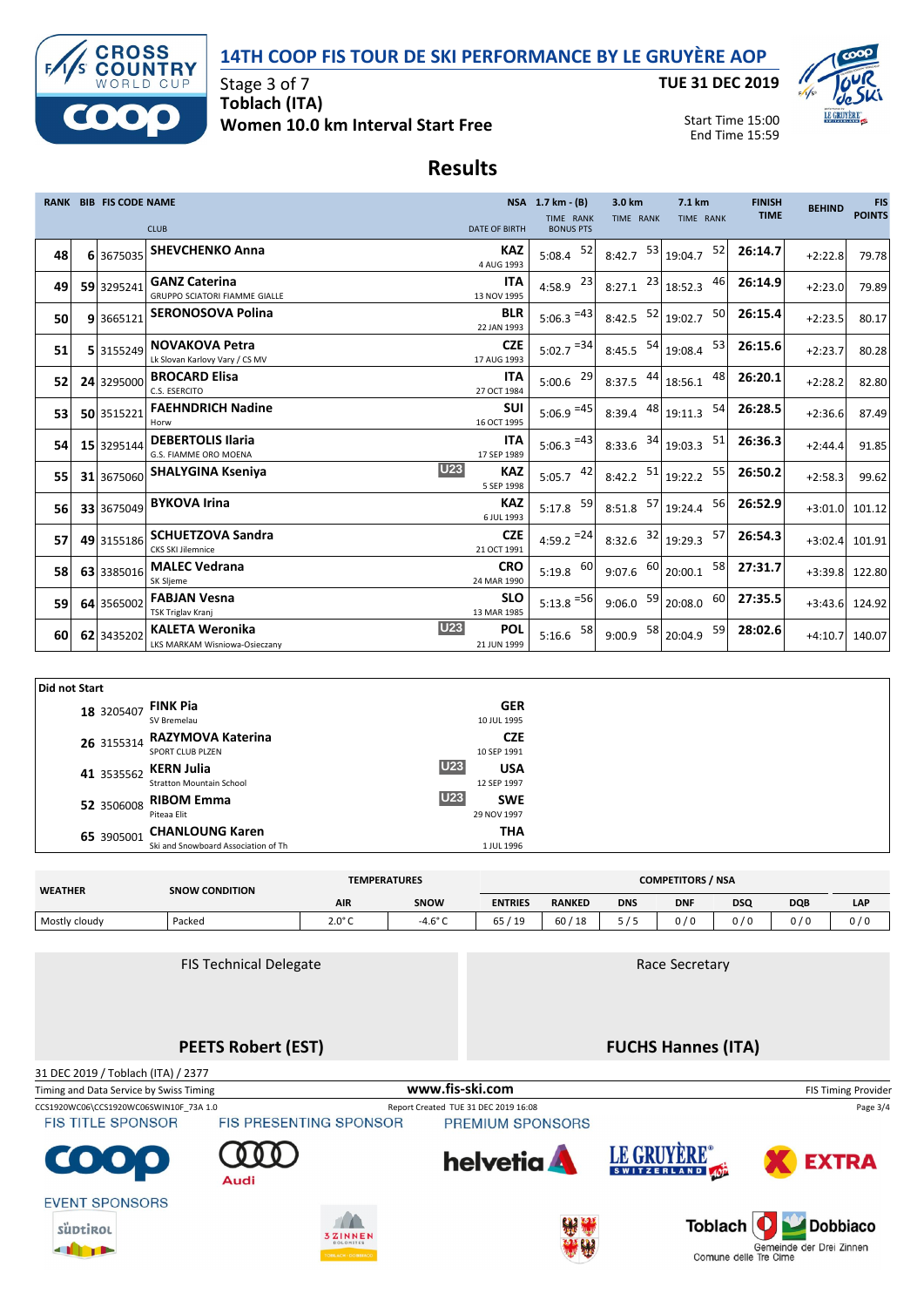# 14TH COOP FIS TOUR DE SKI PERFORMANCE BY LE GRUYÈRE AOP

Stage 3 of 7
**Toblach (ITA)**
**Women 10.0 km Interval Start Free**

TUE 31 DEC 2019
Start Time 15:00
End Time 15:59

## Results

| RANK | BIB | FIS CODE | NAME / CLUB | | NSA / DATE OF BIRTH | 1.7 km - (B) TIME | RANK / BONUS PTS | 3.0 km TIME | RANK | 7.1 km TIME | RANK | FINISH TIME | BEHIND | FIS POINTS |
|---|---|---|---|---|---|---|---|---|---|---|---|---|---|---|
| 48 | 6 | 3675035 | SHEVCHENKO Anna | | KAZ 4 AUG 1993 | 5:08.4 | 52 | 8:42.7 | 53 | 19:04.7 | 52 | 26:14.7 | +2:22.8 | 79.78 |
| 49 | 59 | 3295241 | GANZ Caterina GRUPPO SCIATORI FIAMME GIALLE | | ITA 13 NOV 1995 | 4:58.9 | 23 | 8:27.1 | 23 | 18:52.3 | 46 | 26:14.9 | +2:23.0 | 79.89 |
| 50 | 9 | 3665121 | SERONOSOVA Polina | | BLR 22 JAN 1993 | 5:06.3 | =43 | 8:42.5 | 52 | 19:02.7 | 50 | 26:15.4 | +2:23.5 | 80.17 |
| 51 | 5 | 3155249 | NOVAKOVA Petra Lk Slovan Karlovy Vary / CS MV | | CZE 17 AUG 1993 | 5:02.7 | =34 | 8:45.5 | 54 | 19:08.4 | 53 | 26:15.6 | +2:23.7 | 80.28 |
| 52 | 24 | 3295000 | BROCARD Elisa C.S. ESERCITO | | ITA 27 OCT 1984 | 5:00.6 | 29 | 8:37.5 | 44 | 18:56.1 | 48 | 26:20.1 | +2:28.2 | 82.80 |
| 53 | 50 | 3515221 | FAEHNDRICH Nadine Horw | | SUI 16 OCT 1995 | 5:06.9 | =45 | 8:39.4 | 48 | 19:11.3 | 54 | 26:28.5 | +2:36.6 | 87.49 |
| 54 | 15 | 3295144 | DEBERTOLIS Ilaria G.S. FIAMME ORO MOENA | | ITA 17 SEP 1989 | 5:06.3 | =43 | 8:33.6 | 34 | 19:03.3 | 51 | 26:36.3 | +2:44.4 | 91.85 |
| 55 | 31 | 3675060 | SHALYGINA Kseniya | U23 | KAZ 5 SEP 1998 | 5:05.7 | 42 | 8:42.2 | 51 | 19:22.2 | 55 | 26:50.2 | +2:58.3 | 99.62 |
| 56 | 33 | 3675049 | BYKOVA Irina | | KAZ 6 JUL 1993 | 5:17.8 | 59 | 8:51.8 | 57 | 19:24.4 | 56 | 26:52.9 | +3:01.0 | 101.12 |
| 57 | 49 | 3155186 | SCHUETZOVA Sandra CKS SKI Jilemnice | | CZE 21 OCT 1991 | 4:59.2 | =24 | 8:32.6 | 32 | 19:29.3 | 57 | 26:54.3 | +3:02.4 | 101.91 |
| 58 | 63 | 3385016 | MALEC Vedrana SK Sljeme | | CRO 24 MAR 1990 | 5:19.8 | 60 | 9:07.6 | 60 | 20:00.1 | 58 | 27:31.7 | +3:39.8 | 122.80 |
| 59 | 64 | 3565002 | FABJAN Vesna TSK Triglav Kranj | | SLO 13 MAR 1985 | 5:13.8 | =56 | 9:06.0 | 59 | 20:08.0 | 60 | 27:35.5 | +3:43.6 | 124.92 |
| 60 | 62 | 3435202 | KALETA Weronika LKS MARKAM Wisniowa-Osieczany | U23 | POL 21 JUN 1999 | 5:16.6 | 58 | 9:00.9 | 58 | 20:04.9 | 59 | 28:02.6 | +4:10.7 | 140.07 |

### Did not Start

| BIB | FIS CODE | NAME / CLUB | | NSA / DATE OF BIRTH |
|---|---|---|---|---|
| 18 | 3205407 | FINK Pia SV Bremelau | | GER 10 JUL 1995 |
| 26 | 3155314 | RAZYMOVA Katerina SPORT CLUB PLZEN | | CZE 10 SEP 1991 |
| 41 | 3535562 | KERN Julia Stratton Mountain School | U23 | USA 12 SEP 1997 |
| 52 | 3506008 | RIBOM Emma Piteaa Elit | U23 | SWE 29 NOV 1997 |
| 65 | 3905001 | CHANLOUNG Karen Ski and Snowboard Association of Th | | THA 1 JUL 1996 |

| WEATHER | SNOW CONDITION | TEMPERATURES | | COMPETITORS / NSA | | | | | | |
|---|---|---|---|---|---|---|---|---|---|---|
| | | AIR | SNOW | ENTRIES | RANKED | DNS | DNF | DSQ | DQB | LAP |
| Mostly cloudy | Packed | 2.0° C | -4.6° C | 65 / 19 | 60 / 18 | 5 / 5 | 0 / 0 | 0 / 0 | 0 / 0 | 0 / 0 |

| FIS Technical Delegate | Race Secretary |
|---|---|
| **PEETS Robert (EST)** | **FUCHS Hannes (ITA)** |

31 DEC 2019 / Toblach (ITA) / 2377

Timing and Data Service by Swiss Timing — www.fis-ski.com — FIS Timing Provider

CCS1920WC06\CCS1920WC06SWIN10F_73A 1.0 — Report Created TUE 31 DEC 2019 16:08

FIS TITLE SPONSOR — FIS PRESENTING SPONSOR — PREMIUM SPONSORS

EVENT SPONSORS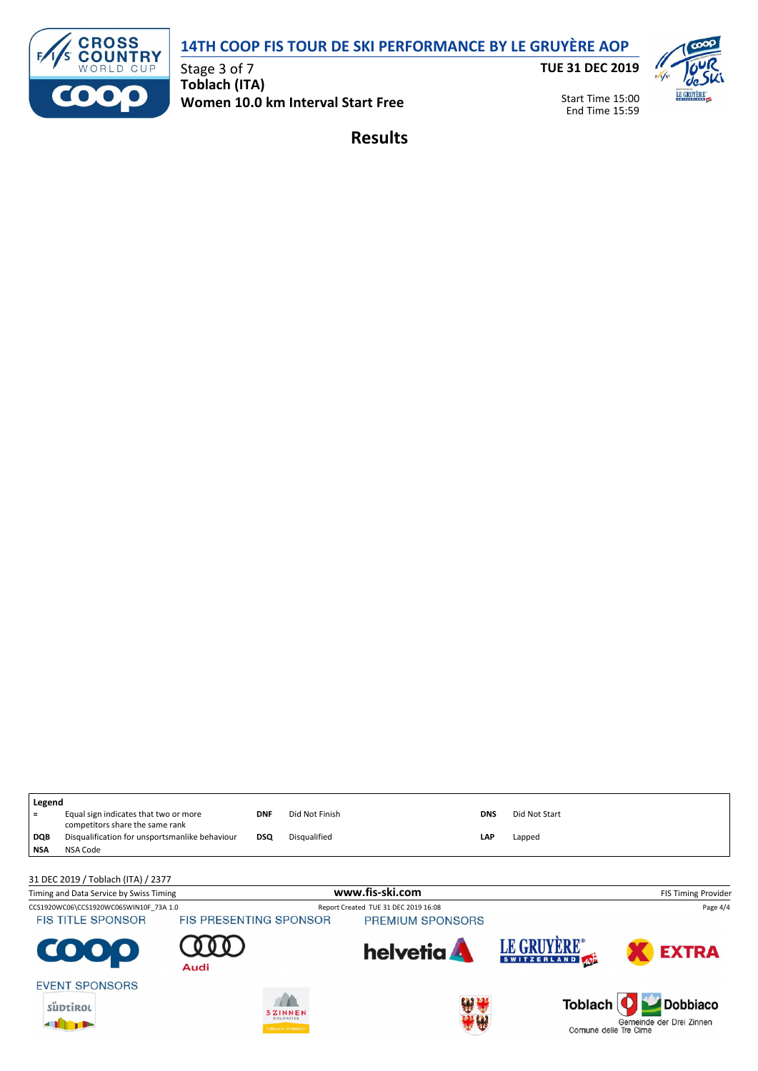# 14TH COOP FIS TOUR DE SKI PERFORMANCE BY LE GRUYÈRE AOP

Stage 3 of 7

**Toblach (ITA)**

**Women 10.0 km Interval Start Free**

**TUE 31 DEC 2019**

Start Time 15:00
End Time 15:59

## Results

**Legend**

| | | | | | |
|---|---|---|---|---|---|
| = | Equal sign indicates that two or more competitors share the same rank | DNF | Did Not Finish | DNS | Did Not Start |
| DQB | Disqualification for unsportsmanlike behaviour | DSQ | Disqualified | LAP | Lapped |
| NSA | NSA Code | | | | |

31 DEC 2019 / Toblach (ITA) / 2377

Timing and Data Service by Swiss Timing

www.fis-ski.com

FIS Timing Provider

CCS1920WC06\CCS1920WC06SWIN10F_73A 1.0

Report Created TUE 31 DEC 2019 16:08

FIS TITLE SPONSOR

FIS PRESENTING SPONSOR

PREMIUM SPONSORS

EVENT SPONSORS